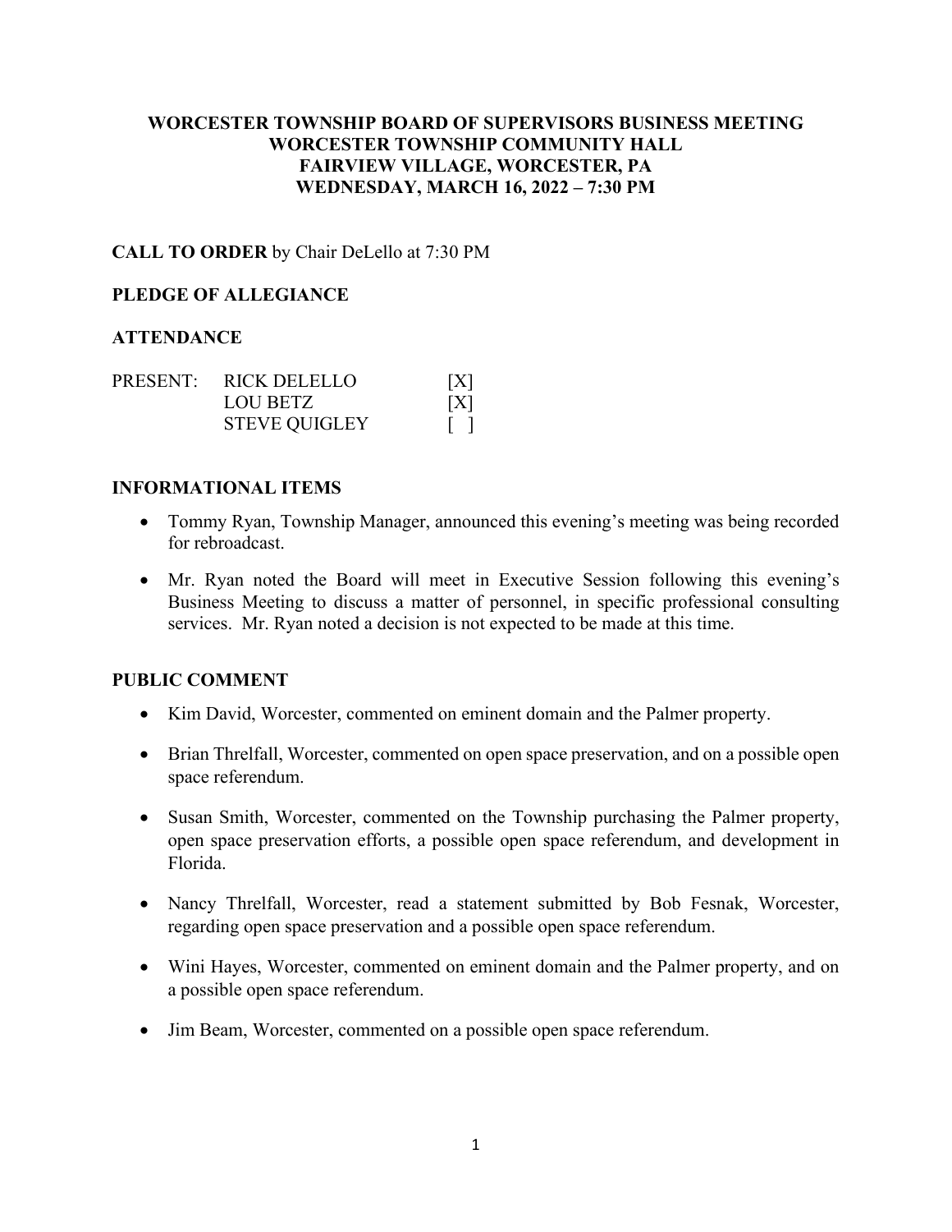# WORCESTER TOWNSHIP BOARD OF SUPERVISORS BUSINESS MEETING
# WORCESTER TOWNSHIP COMMUNITY HALL
# FAIRVIEW VILLAGE, WORCESTER, PA
# WEDNESDAY, MARCH 16, 2022 – 7:30 PM

**CALL TO ORDER** by Chair DeLello at 7:30 PM

**PLEDGE OF ALLEGIANCE**

**ATTENDANCE**

| PRESENT: | RICK DELELLO | [X] |
|---|---|---|
| | LOU BETZ | [X] |
| | STEVE QUIGLEY | [ ] |

**INFORMATIONAL ITEMS**

- Tommy Ryan, Township Manager, announced this evening's meeting was being recorded for rebroadcast.
- Mr. Ryan noted the Board will meet in Executive Session following this evening's Business Meeting to discuss a matter of personnel, in specific professional consulting services. Mr. Ryan noted a decision is not expected to be made at this time.

**PUBLIC COMMENT**

- Kim David, Worcester, commented on eminent domain and the Palmer property.
- Brian Threlfall, Worcester, commented on open space preservation, and on a possible open space referendum.
- Susan Smith, Worcester, commented on the Township purchasing the Palmer property, open space preservation efforts, a possible open space referendum, and development in Florida.
- Nancy Threlfall, Worcester, read a statement submitted by Bob Fesnak, Worcester, regarding open space preservation and a possible open space referendum.
- Wini Hayes, Worcester, commented on eminent domain and the Palmer property, and on a possible open space referendum.
- Jim Beam, Worcester, commented on a possible open space referendum.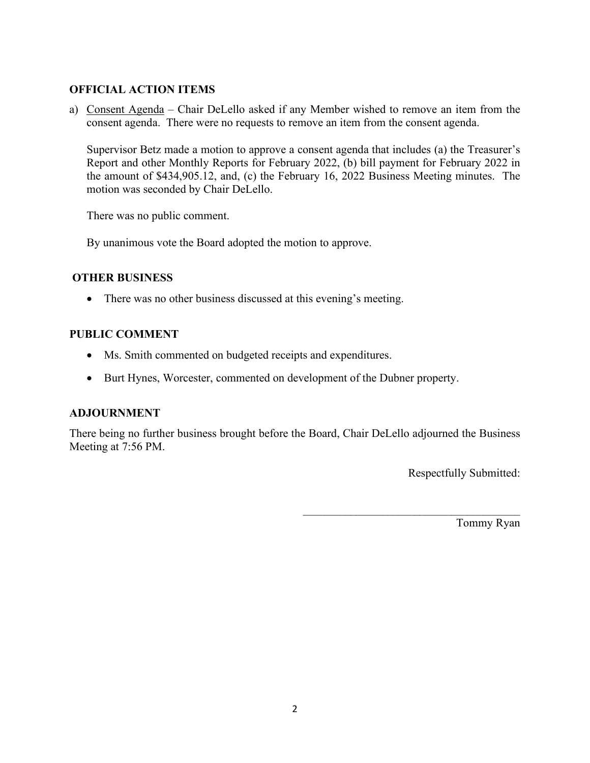## OFFICIAL ACTION ITEMS

a) Consent Agenda – Chair DeLello asked if any Member wished to remove an item from the consent agenda. There were no requests to remove an item from the consent agenda.

Supervisor Betz made a motion to approve a consent agenda that includes (a) the Treasurer's Report and other Monthly Reports for February 2022, (b) bill payment for February 2022 in the amount of $434,905.12, and, (c) the February 16, 2022 Business Meeting minutes. The motion was seconded by Chair DeLello.

There was no public comment.

By unanimous vote the Board adopted the motion to approve.

## OTHER BUSINESS

- There was no other business discussed at this evening's meeting.

## PUBLIC COMMENT

- Ms. Smith commented on budgeted receipts and expenditures.
- Burt Hynes, Worcester, commented on development of the Dubner property.

## ADJOURNMENT

There being no further business brought before the Board, Chair DeLello adjourned the Business Meeting at 7:56 PM.

Respectfully Submitted:

\_\_\_\_\_\_\_\_\_\_\_\_\_\_\_\_\_\_\_\_\_\_\_\_\_\_\_\_\_\_\_\_\_\_\_\_\_\_

Tommy Ryan